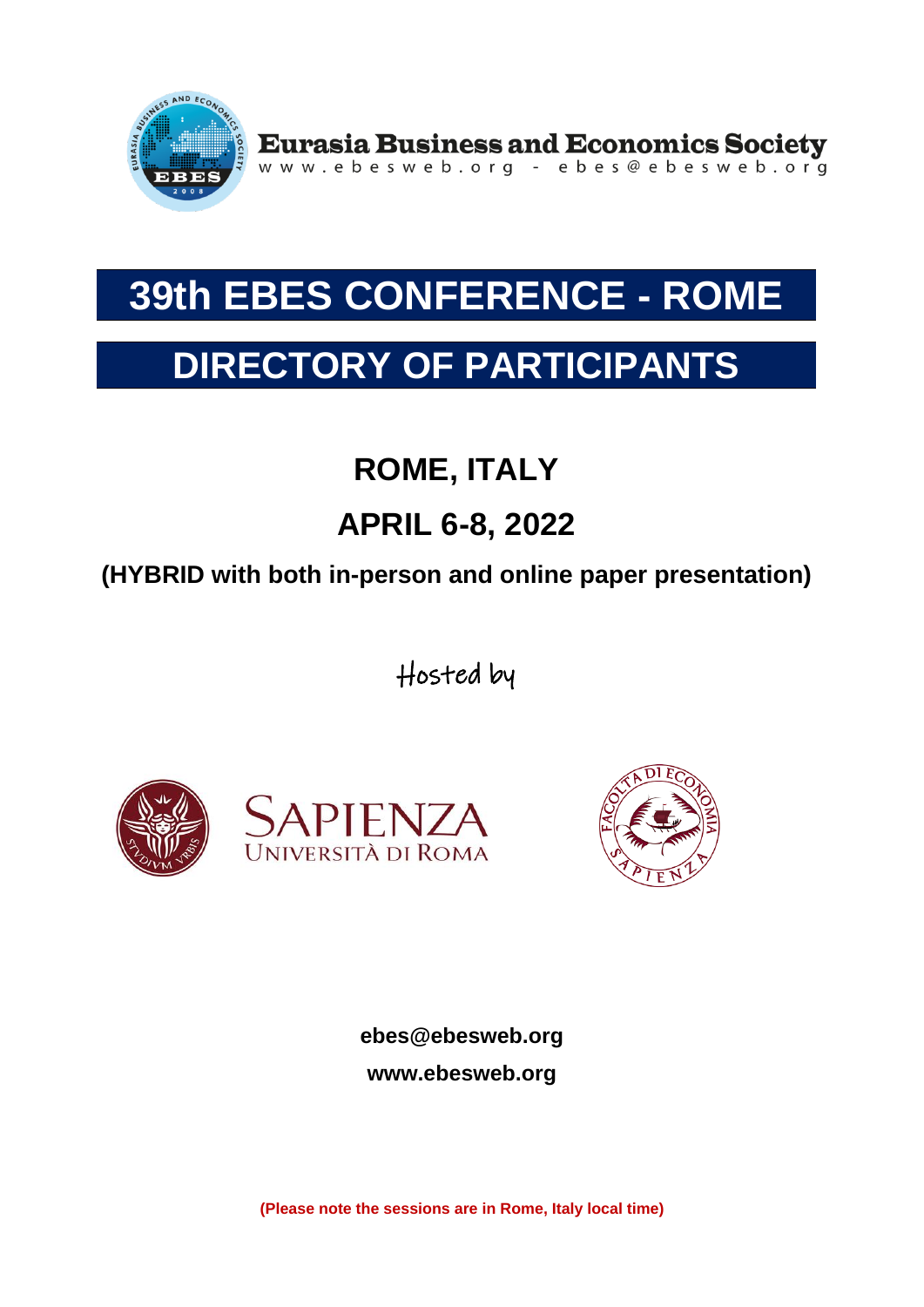**Eurasia Business and Economics Society**

www.ebesweb.org - ebes@ebesweb.org

# 39th EBES CONFERENCE - ROME

# DIRECTORY OF PARTICIPANTS

## ROME, ITALY

## APRIL 6-8, 2022

**(HYBRID with both in-person and online paper presentation)**

Hosted by

SAPIENZA UNIVERSITÀ DI ROMA

FACOLTÀ DI ECONOMIA SAPIENZA

**ebes@ebesweb.org**

**www.ebesweb.org**

**(Please note the sessions are in Rome, Italy local time)**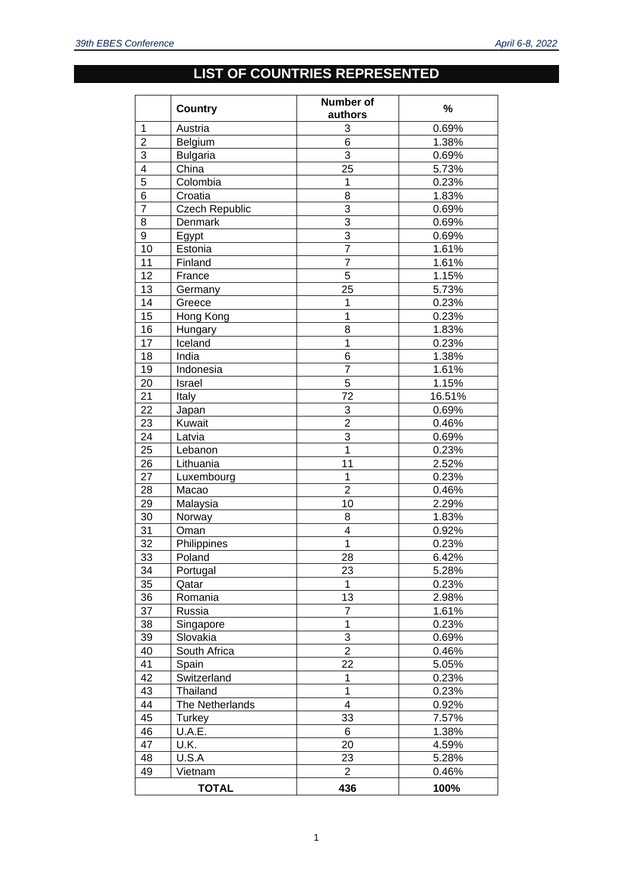# LIST OF COUNTRIES REPRESENTED

| | Country | Number of authors | % |
|---|---|---|---|
| 1 | Austria | 3 | 0.69% |
| 2 | Belgium | 6 | 1.38% |
| 3 | Bulgaria | 3 | 0.69% |
| 4 | China | 25 | 5.73% |
| 5 | Colombia | 1 | 0.23% |
| 6 | Croatia | 8 | 1.83% |
| 7 | Czech Republic | 3 | 0.69% |
| 8 | Denmark | 3 | 0.69% |
| 9 | Egypt | 3 | 0.69% |
| 10 | Estonia | 7 | 1.61% |
| 11 | Finland | 7 | 1.61% |
| 12 | France | 5 | 1.15% |
| 13 | Germany | 25 | 5.73% |
| 14 | Greece | 1 | 0.23% |
| 15 | Hong Kong | 1 | 0.23% |
| 16 | Hungary | 8 | 1.83% |
| 17 | Iceland | 1 | 0.23% |
| 18 | India | 6 | 1.38% |
| 19 | Indonesia | 7 | 1.61% |
| 20 | Israel | 5 | 1.15% |
| 21 | Italy | 72 | 16.51% |
| 22 | Japan | 3 | 0.69% |
| 23 | Kuwait | 2 | 0.46% |
| 24 | Latvia | 3 | 0.69% |
| 25 | Lebanon | 1 | 0.23% |
| 26 | Lithuania | 11 | 2.52% |
| 27 | Luxembourg | 1 | 0.23% |
| 28 | Macao | 2 | 0.46% |
| 29 | Malaysia | 10 | 2.29% |
| 30 | Norway | 8 | 1.83% |
| 31 | Oman | 4 | 0.92% |
| 32 | Philippines | 1 | 0.23% |
| 33 | Poland | 28 | 6.42% |
| 34 | Portugal | 23 | 5.28% |
| 35 | Qatar | 1 | 0.23% |
| 36 | Romania | 13 | 2.98% |
| 37 | Russia | 7 | 1.61% |
| 38 | Singapore | 1 | 0.23% |
| 39 | Slovakia | 3 | 0.69% |
| 40 | South Africa | 2 | 0.46% |
| 41 | Spain | 22 | 5.05% |
| 42 | Switzerland | 1 | 0.23% |
| 43 | Thailand | 1 | 0.23% |
| 44 | The Netherlands | 4 | 0.92% |
| 45 | Turkey | 33 | 7.57% |
| 46 | U.A.E. | 6 | 1.38% |
| 47 | U.K. | 20 | 4.59% |
| 48 | U.S.A | 23 | 5.28% |
| 49 | Vietnam | 2 | 0.46% |
| **TOTAL** | | **436** | **100%** |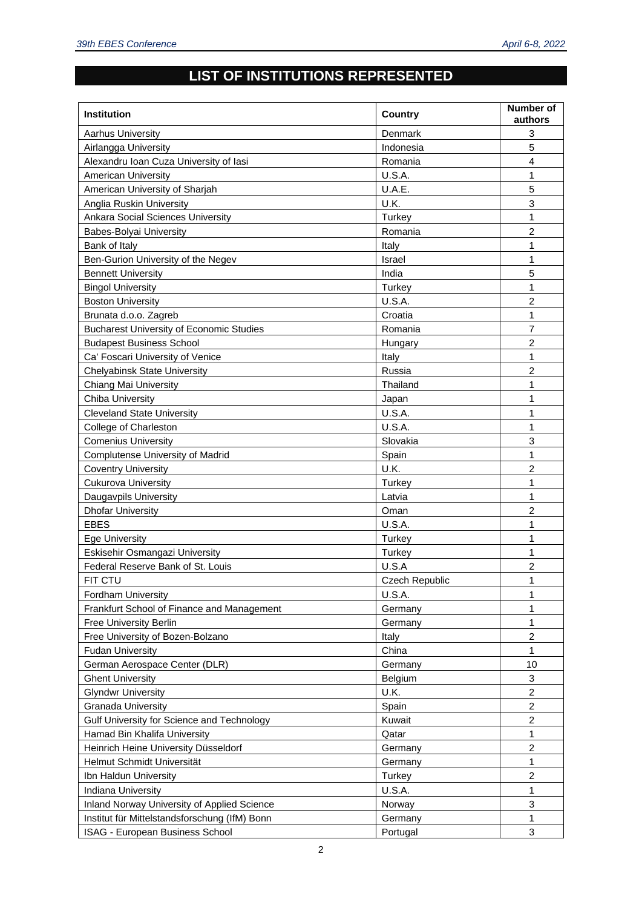# LIST OF INSTITUTIONS REPRESENTED

| Institution | Country | Number of authors |
|---|---|---|
| Aarhus University | Denmark | 3 |
| Airlangga University | Indonesia | 5 |
| Alexandru Ioan Cuza University of Iasi | Romania | 4 |
| American University | U.S.A. | 1 |
| American University of Sharjah | U.A.E. | 5 |
| Anglia Ruskin University | U.K. | 3 |
| Ankara Social Sciences University | Turkey | 1 |
| Babes-Bolyai University | Romania | 2 |
| Bank of Italy | Italy | 1 |
| Ben-Gurion University of the Negev | Israel | 1 |
| Bennett University | India | 5 |
| Bingol University | Turkey | 1 |
| Boston University | U.S.A. | 2 |
| Brunata d.o.o. Zagreb | Croatia | 1 |
| Bucharest University of Economic Studies | Romania | 7 |
| Budapest Business School | Hungary | 2 |
| Ca' Foscari University of Venice | Italy | 1 |
| Chelyabinsk State University | Russia | 2 |
| Chiang Mai University | Thailand | 1 |
| Chiba University | Japan | 1 |
| Cleveland State University | U.S.A. | 1 |
| College of Charleston | U.S.A. | 1 |
| Comenius University | Slovakia | 3 |
| Complutense University of Madrid | Spain | 1 |
| Coventry University | U.K. | 2 |
| Cukurova University | Turkey | 1 |
| Daugavpils University | Latvia | 1 |
| Dhofar University | Oman | 2 |
| EBES | U.S.A. | 1 |
| Ege University | Turkey | 1 |
| Eskisehir Osmangazi University | Turkey | 1 |
| Federal Reserve Bank of St. Louis | U.S.A | 2 |
| FIT CTU | Czech Republic | 1 |
| Fordham University | U.S.A. | 1 |
| Frankfurt School of Finance and Management | Germany | 1 |
| Free University Berlin | Germany | 1 |
| Free University of Bozen-Bolzano | Italy | 2 |
| Fudan University | China | 1 |
| German Aerospace Center (DLR) | Germany | 10 |
| Ghent University | Belgium | 3 |
| Glyndwr University | U.K. | 2 |
| Granada University | Spain | 2 |
| Gulf University for Science and Technology | Kuwait | 2 |
| Hamad Bin Khalifa University | Qatar | 1 |
| Heinrich Heine University Düsseldorf | Germany | 2 |
| Helmut Schmidt Universität | Germany | 1 |
| Ibn Haldun University | Turkey | 2 |
| Indiana University | U.S.A. | 1 |
| Inland Norway University of Applied Science | Norway | 3 |
| Institut für Mittelstandsforschung (IfM) Bonn | Germany | 1 |
| ISAG - European Business School | Portugal | 3 |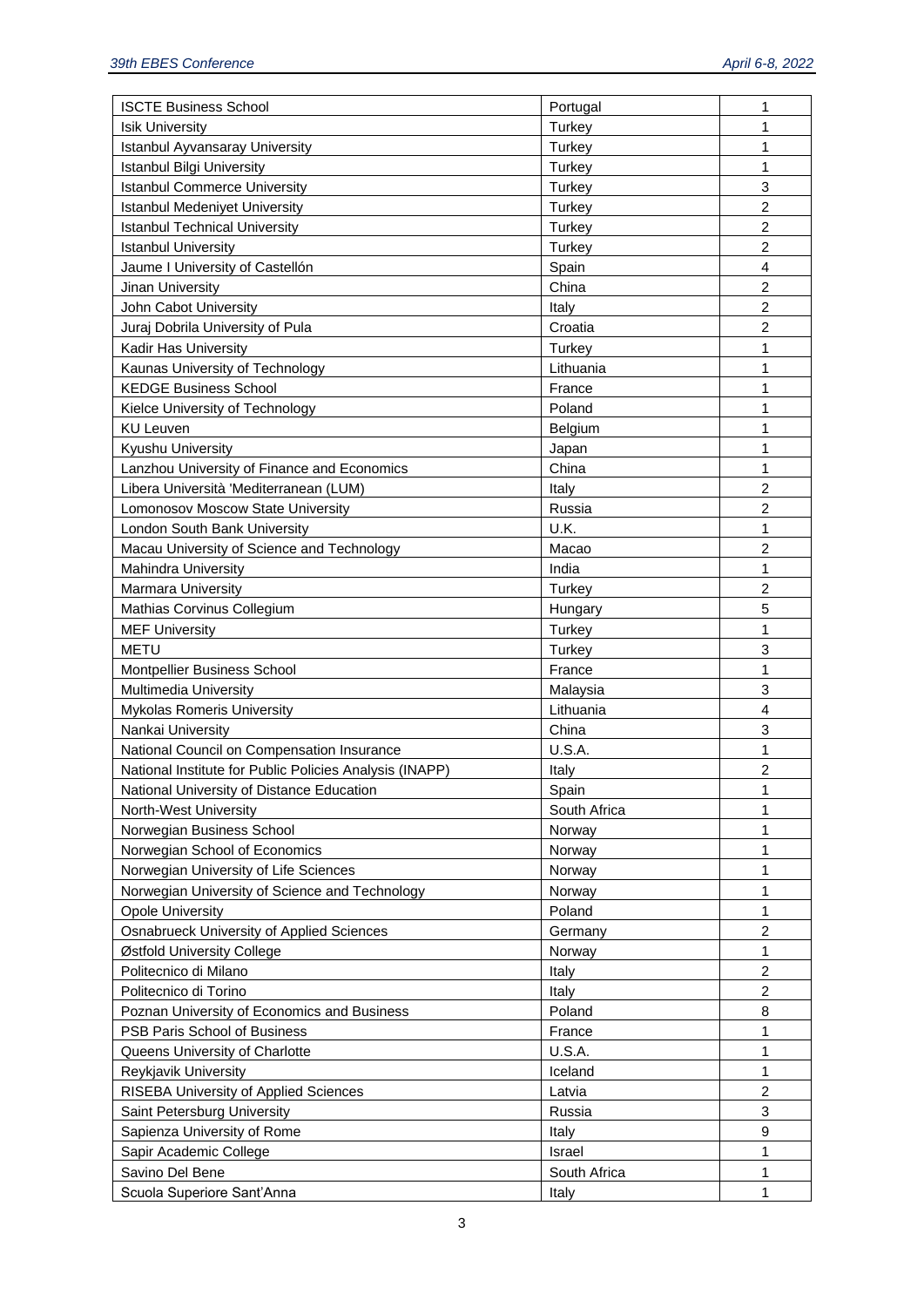| | | |
|---|---|---|
| ISCTE Business School | Portugal | 1 |
| Isik University | Turkey | 1 |
| Istanbul Ayvansaray University | Turkey | 1 |
| Istanbul Bilgi University | Turkey | 1 |
| Istanbul Commerce University | Turkey | 3 |
| Istanbul Medeniyet University | Turkey | 2 |
| Istanbul Technical University | Turkey | 2 |
| Istanbul University | Turkey | 2 |
| Jaume I University of Castellón | Spain | 4 |
| Jinan University | China | 2 |
| John Cabot University | Italy | 2 |
| Juraj Dobrila University of Pula | Croatia | 2 |
| Kadir Has University | Turkey | 1 |
| Kaunas University of Technology | Lithuania | 1 |
| KEDGE Business School | France | 1 |
| Kielce University of Technology | Poland | 1 |
| KU Leuven | Belgium | 1 |
| Kyushu University | Japan | 1 |
| Lanzhou University of Finance and Economics | China | 1 |
| Libera Università 'Mediterranean (LUM) | Italy | 2 |
| Lomonosov Moscow State University | Russia | 2 |
| London South Bank University | U.K. | 1 |
| Macau University of Science and Technology | Macao | 2 |
| Mahindra University | India | 1 |
| Marmara University | Turkey | 2 |
| Mathias Corvinus Collegium | Hungary | 5 |
| MEF University | Turkey | 1 |
| METU | Turkey | 3 |
| Montpellier Business School | France | 1 |
| Multimedia University | Malaysia | 3 |
| Mykolas Romeris University | Lithuania | 4 |
| Nankai University | China | 3 |
| National Council on Compensation Insurance | U.S.A. | 1 |
| National Institute for Public Policies Analysis (INAPP) | Italy | 2 |
| National University of Distance Education | Spain | 1 |
| North-West University | South Africa | 1 |
| Norwegian Business School | Norway | 1 |
| Norwegian School of Economics | Norway | 1 |
| Norwegian University of Life Sciences | Norway | 1 |
| Norwegian University of Science and Technology | Norway | 1 |
| Opole University | Poland | 1 |
| Osnabrueck University of Applied Sciences | Germany | 2 |
| Østfold University College | Norway | 1 |
| Politecnico di Milano | Italy | 2 |
| Politecnico di Torino | Italy | 2 |
| Poznan University of Economics and Business | Poland | 8 |
| PSB Paris School of Business | France | 1 |
| Queens University of Charlotte | U.S.A. | 1 |
| Reykjavik University | Iceland | 1 |
| RISEBA University of Applied Sciences | Latvia | 2 |
| Saint Petersburg University | Russia | 3 |
| Sapienza University of Rome | Italy | 9 |
| Sapir Academic College | Israel | 1 |
| Savino Del Bene | South Africa | 1 |
| Scuola Superiore Sant'Anna | Italy | 1 |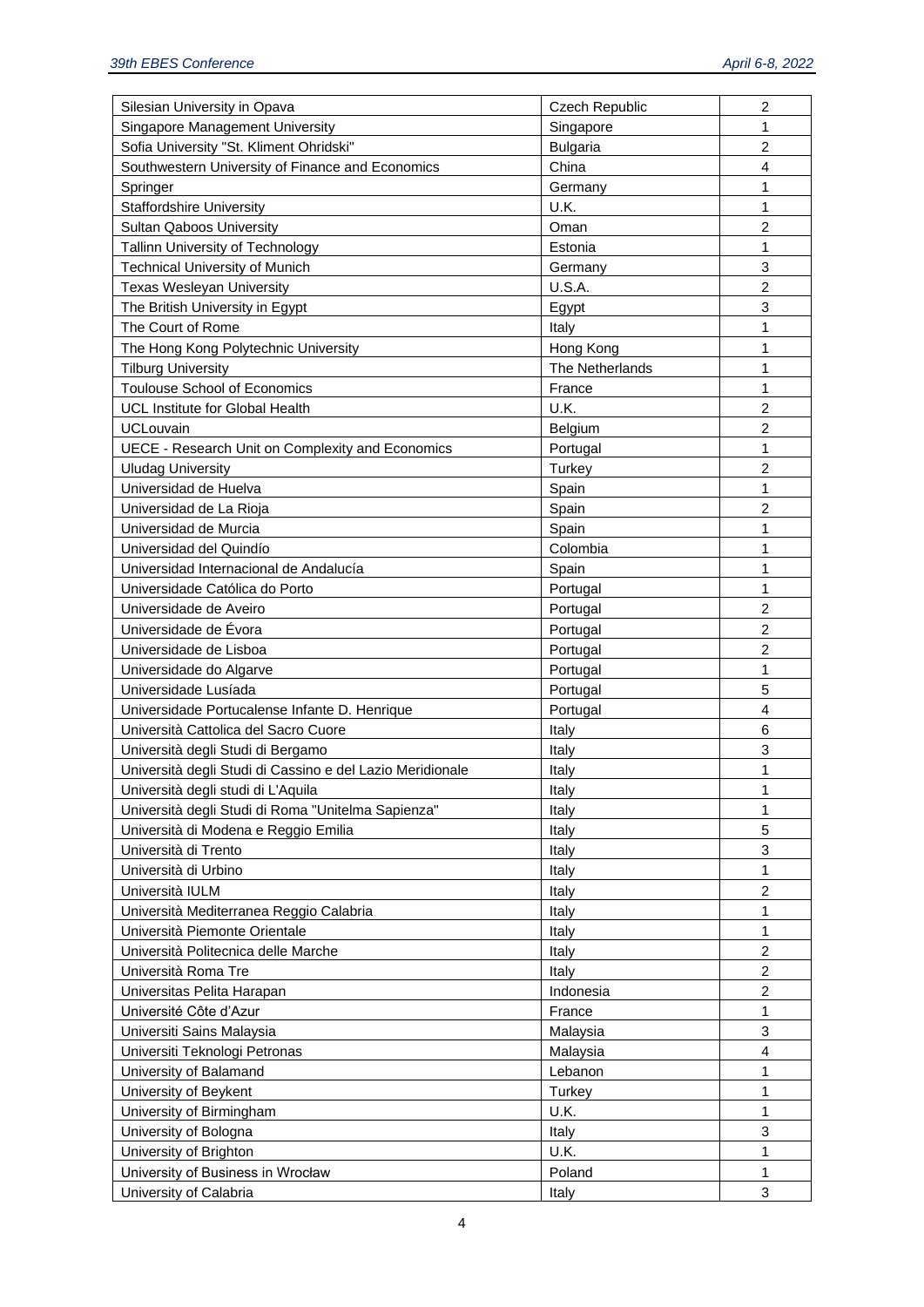| Silesian University in Opava | Czech Republic | 2 |
|---|---|---|
| Singapore Management University | Singapore | 1 |
| Sofia University "St. Kliment Ohridski" | Bulgaria | 2 |
| Southwestern University of Finance and Economics | China | 4 |
| Springer | Germany | 1 |
| Staffordshire University | U.K. | 1 |
| Sultan Qaboos University | Oman | 2 |
| Tallinn University of Technology | Estonia | 1 |
| Technical University of Munich | Germany | 3 |
| Texas Wesleyan University | U.S.A. | 2 |
| The British University in Egypt | Egypt | 3 |
| The Court of Rome | Italy | 1 |
| The Hong Kong Polytechnic University | Hong Kong | 1 |
| Tilburg University | The Netherlands | 1 |
| Toulouse School of Economics | France | 1 |
| UCL Institute for Global Health | U.K. | 2 |
| UCLouvain | Belgium | 2 |
| UECE - Research Unit on Complexity and Economics | Portugal | 1 |
| Uludag University | Turkey | 2 |
| Universidad de Huelva | Spain | 1 |
| Universidad de La Rioja | Spain | 2 |
| Universidad de Murcia | Spain | 1 |
| Universidad del Quindío | Colombia | 1 |
| Universidad Internacional de Andalucía | Spain | 1 |
| Universidade Católica do Porto | Portugal | 1 |
| Universidade de Aveiro | Portugal | 2 |
| Universidade de Évora | Portugal | 2 |
| Universidade de Lisboa | Portugal | 2 |
| Universidade do Algarve | Portugal | 1 |
| Universidade Lusíada | Portugal | 5 |
| Universidade Portucalense Infante D. Henrique | Portugal | 4 |
| Università Cattolica del Sacro Cuore | Italy | 6 |
| Università degli Studi di Bergamo | Italy | 3 |
| Università degli Studi di Cassino e del Lazio Meridionale | Italy | 1 |
| Università degli studi di L'Aquila | Italy | 1 |
| Università degli Studi di Roma "Unitelma Sapienza" | Italy | 1 |
| Università di Modena e Reggio Emilia | Italy | 5 |
| Università di Trento | Italy | 3 |
| Università di Urbino | Italy | 1 |
| Università IULM | Italy | 2 |
| Università Mediterranea Reggio Calabria | Italy | 1 |
| Università Piemonte Orientale | Italy | 1 |
| Università Politecnica delle Marche | Italy | 2 |
| Università Roma Tre | Italy | 2 |
| Universitas Pelita Harapan | Indonesia | 2 |
| Université Côte d'Azur | France | 1 |
| Universiti Sains Malaysia | Malaysia | 3 |
| Universiti Teknologi Petronas | Malaysia | 4 |
| University of Balamand | Lebanon | 1 |
| University of Beykent | Turkey | 1 |
| University of Birmingham | U.K. | 1 |
| University of Bologna | Italy | 3 |
| University of Brighton | U.K. | 1 |
| University of Business in Wrocław | Poland | 1 |
| University of Calabria | Italy | 3 |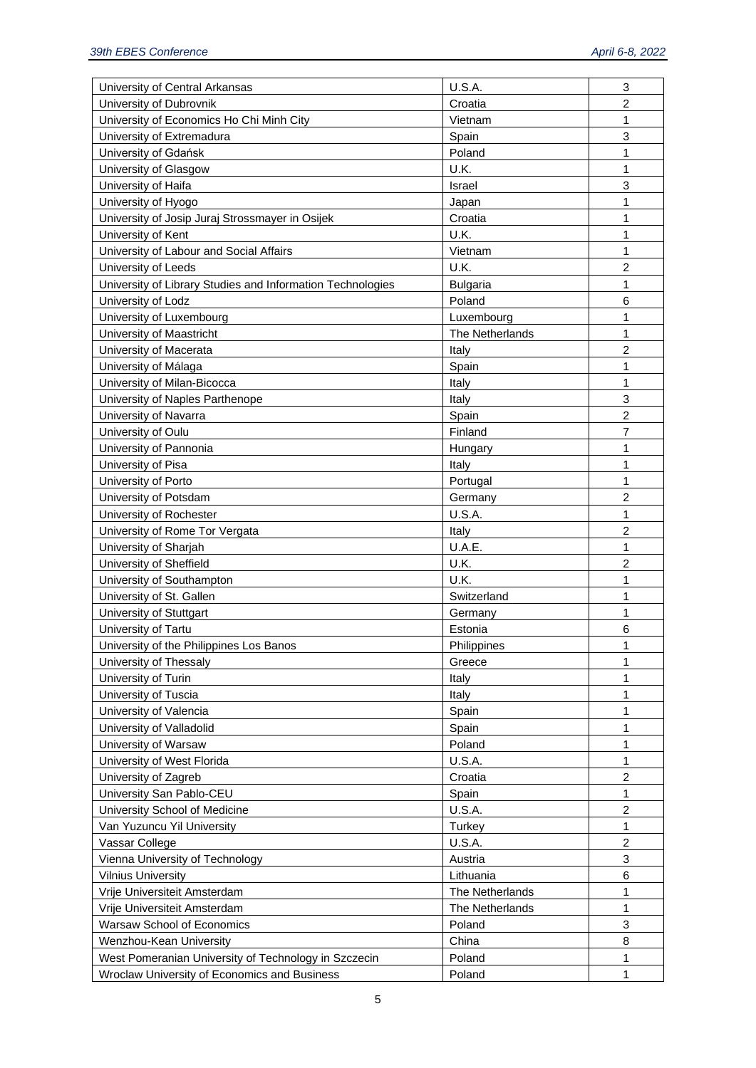| University of Central Arkansas | U.S.A. | 3 |
|---|---|---|
| University of Dubrovnik | Croatia | 2 |
| University of Economics Ho Chi Minh City | Vietnam | 1 |
| University of Extremadura | Spain | 3 |
| University of Gdańsk | Poland | 1 |
| University of Glasgow | U.K. | 1 |
| University of Haifa | Israel | 3 |
| University of Hyogo | Japan | 1 |
| University of Josip Juraj Strossmayer in Osijek | Croatia | 1 |
| University of Kent | U.K. | 1 |
| University of Labour and Social Affairs | Vietnam | 1 |
| University of Leeds | U.K. | 2 |
| University of Library Studies and Information Technologies | Bulgaria | 1 |
| University of Lodz | Poland | 6 |
| University of Luxembourg | Luxembourg | 1 |
| University of Maastricht | The Netherlands | 1 |
| University of Macerata | Italy | 2 |
| University of Málaga | Spain | 1 |
| University of Milan-Bicocca | Italy | 1 |
| University of Naples Parthenope | Italy | 3 |
| University of Navarra | Spain | 2 |
| University of Oulu | Finland | 7 |
| University of Pannonia | Hungary | 1 |
| University of Pisa | Italy | 1 |
| University of Porto | Portugal | 1 |
| University of Potsdam | Germany | 2 |
| University of Rochester | U.S.A. | 1 |
| University of Rome Tor Vergata | Italy | 2 |
| University of Sharjah | U.A.E. | 1 |
| University of Sheffield | U.K. | 2 |
| University of Southampton | U.K. | 1 |
| University of St. Gallen | Switzerland | 1 |
| University of Stuttgart | Germany | 1 |
| University of Tartu | Estonia | 6 |
| University of the Philippines Los Banos | Philippines | 1 |
| University of Thessaly | Greece | 1 |
| University of Turin | Italy | 1 |
| University of Tuscia | Italy | 1 |
| University of Valencia | Spain | 1 |
| University of Valladolid | Spain | 1 |
| University of Warsaw | Poland | 1 |
| University of West Florida | U.S.A. | 1 |
| University of Zagreb | Croatia | 2 |
| University San Pablo-CEU | Spain | 1 |
| University School of Medicine | U.S.A. | 2 |
| Van Yuzuncu Yil University | Turkey | 1 |
| Vassar College | U.S.A. | 2 |
| Vienna University of Technology | Austria | 3 |
| Vilnius University | Lithuania | 6 |
| Vrije Universiteit Amsterdam | The Netherlands | 1 |
| Vrije Universiteit Amsterdam | The Netherlands | 1 |
| Warsaw School of Economics | Poland | 3 |
| Wenzhou-Kean University | China | 8 |
| West Pomeranian University of Technology in Szczecin | Poland | 1 |
| Wroclaw University of Economics and Business | Poland | 1 |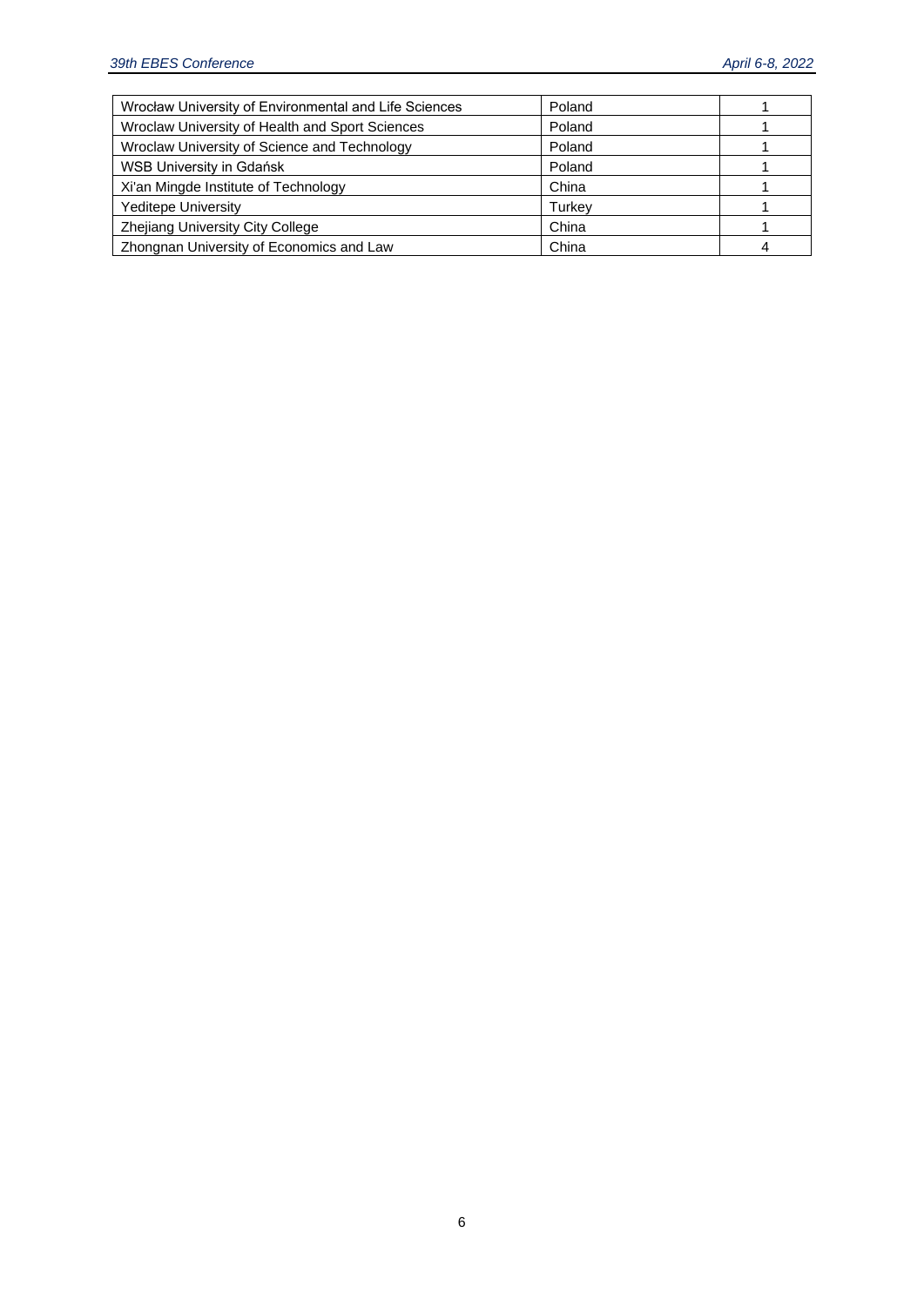| | | |
|---|---|---|
| Wrocław University of Environmental and Life Sciences | Poland | 1 |
| Wroclaw University of Health and Sport Sciences | Poland | 1 |
| Wroclaw University of Science and Technology | Poland | 1 |
| WSB University in Gdańsk | Poland | 1 |
| Xi'an Mingde Institute of Technology | China | 1 |
| Yeditepe University | Turkey | 1 |
| Zhejiang University City College | China | 1 |
| Zhongnan University of Economics and Law | China | 4 |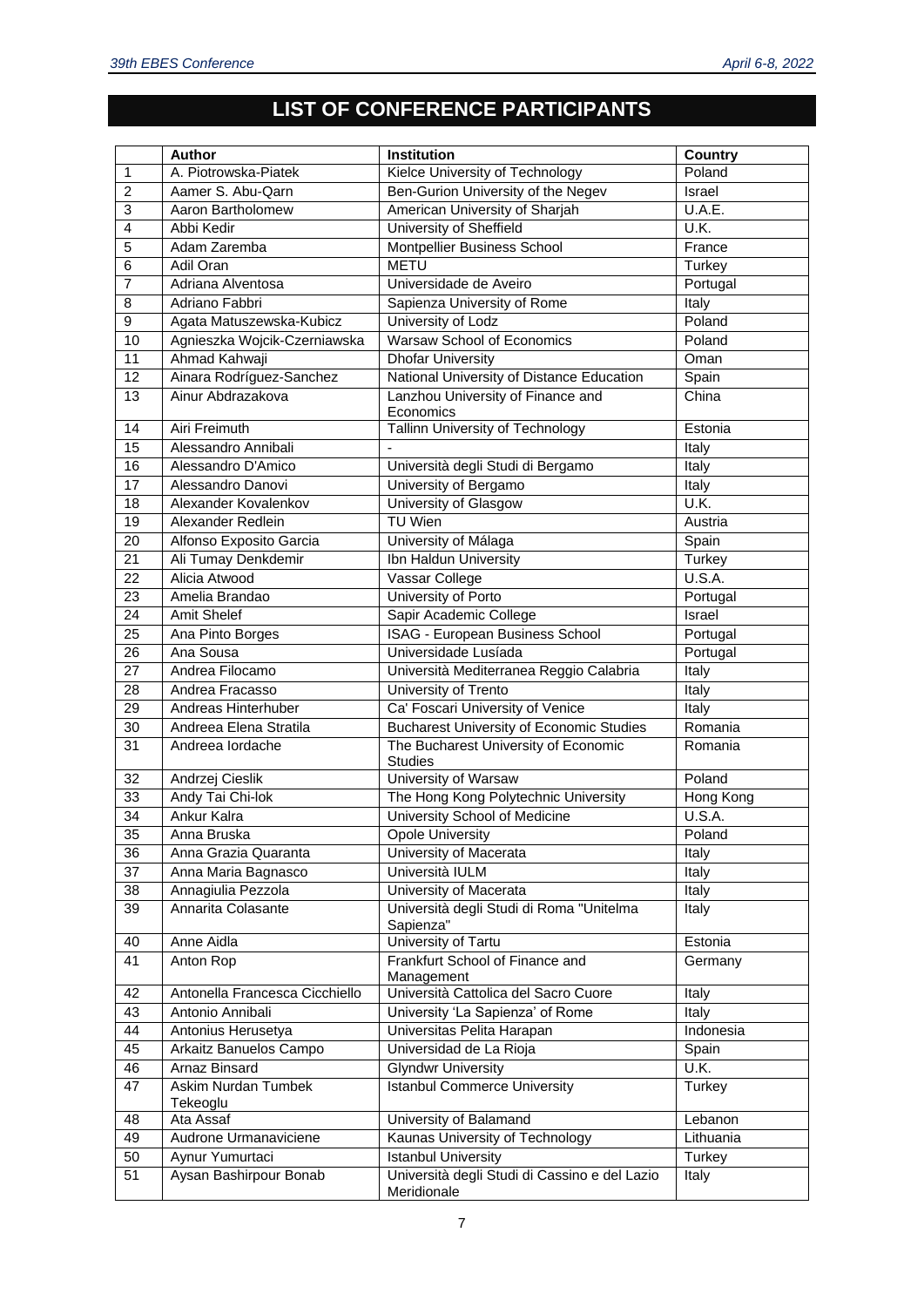# LIST OF CONFERENCE PARTICIPANTS

| | Author | Institution | Country |
|---|---|---|---|
| 1 | A. Piotrowska-Piatek | Kielce University of Technology | Poland |
| 2 | Aamer S. Abu-Qarn | Ben-Gurion University of the Negev | Israel |
| 3 | Aaron Bartholomew | American University of Sharjah | U.A.E. |
| 4 | Abbi Kedir | University of Sheffield | U.K. |
| 5 | Adam Zaremba | Montpellier Business School | France |
| 6 | Adil Oran | METU | Turkey |
| 7 | Adriana Alventosa | Universidade de Aveiro | Portugal |
| 8 | Adriano Fabbri | Sapienza University of Rome | Italy |
| 9 | Agata Matuszewska-Kubicz | University of Lodz | Poland |
| 10 | Agnieszka Wojcik-Czerniawska | Warsaw School of Economics | Poland |
| 11 | Ahmad Kahwaji | Dhofar University | Oman |
| 12 | Ainara Rodríguez-Sanchez | National University of Distance Education | Spain |
| 13 | Ainur Abdrazakova | Lanzhou University of Finance and Economics | China |
| 14 | Airi Freimuth | Tallinn University of Technology | Estonia |
| 15 | Alessandro Annibali | - | Italy |
| 16 | Alessandro D'Amico | Università degli Studi di Bergamo | Italy |
| 17 | Alessandro Danovi | University of Bergamo | Italy |
| 18 | Alexander Kovalenkov | University of Glasgow | U.K. |
| 19 | Alexander Redlein | TU Wien | Austria |
| 20 | Alfonso Exposito Garcia | University of Málaga | Spain |
| 21 | Ali Tumay Denkdemir | Ibn Haldun University | Turkey |
| 22 | Alicia Atwood | Vassar College | U.S.A. |
| 23 | Amelia Brandao | University of Porto | Portugal |
| 24 | Amit Shelef | Sapir Academic College | Israel |
| 25 | Ana Pinto Borges | ISAG - European Business School | Portugal |
| 26 | Ana Sousa | Universidade Lusíada | Portugal |
| 27 | Andrea Filocamo | Università Mediterranea Reggio Calabria | Italy |
| 28 | Andrea Fracasso | University of Trento | Italy |
| 29 | Andreas Hinterhuber | Ca' Foscari University of Venice | Italy |
| 30 | Andreea Elena Stratila | Bucharest University of Economic Studies | Romania |
| 31 | Andreea Iordache | The Bucharest University of Economic Studies | Romania |
| 32 | Andrzej Cieslik | University of Warsaw | Poland |
| 33 | Andy Tai Chi-lok | The Hong Kong Polytechnic University | Hong Kong |
| 34 | Ankur Kalra | University School of Medicine | U.S.A. |
| 35 | Anna Bruska | Opole University | Poland |
| 36 | Anna Grazia Quaranta | University of Macerata | Italy |
| 37 | Anna Maria Bagnasco | Università IULM | Italy |
| 38 | Annagiulia Pezzola | University of Macerata | Italy |
| 39 | Annarita Colasante | Università degli Studi di Roma "Unitelma Sapienza" | Italy |
| 40 | Anne Aidla | University of Tartu | Estonia |
| 41 | Anton Rop | Frankfurt School of Finance and Management | Germany |
| 42 | Antonella Francesca Cicchiello | Università Cattolica del Sacro Cuore | Italy |
| 43 | Antonio Annibali | University 'La Sapienza' of Rome | Italy |
| 44 | Antonius Herusetya | Universitas Pelita Harapan | Indonesia |
| 45 | Arkaitz Banuelos Campo | Universidad de La Rioja | Spain |
| 46 | Arnaz Binsard | Glyndwr University | U.K. |
| 47 | Askim Nurdan Tumbek Tekeoglu | Istanbul Commerce University | Turkey |
| 48 | Ata Assaf | University of Balamand | Lebanon |
| 49 | Audrone Urmanaviciene | Kaunas University of Technology | Lithuania |
| 50 | Aynur Yumurtaci | Istanbul University | Turkey |
| 51 | Aysan Bashirpour Bonab | Università degli Studi di Cassino e del Lazio Meridionale | Italy |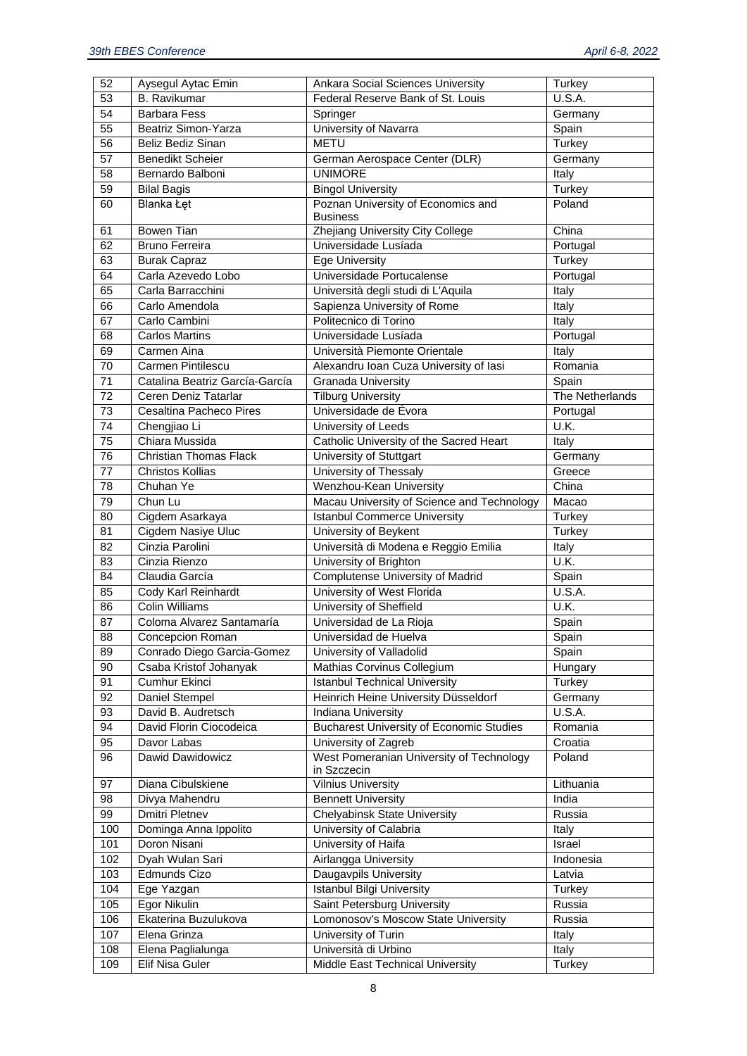| 52 | Aysegul Aytac Emin | Ankara Social Sciences University | Turkey |
|---|---|---|---|
| 53 | B. Ravikumar | Federal Reserve Bank of St. Louis | U.S.A. |
| 54 | Barbara Fess | Springer | Germany |
| 55 | Beatriz Simon-Yarza | University of Navarra | Spain |
| 56 | Beliz Bediz Sinan | METU | Turkey |
| 57 | Benedikt Scheier | German Aerospace Center (DLR) | Germany |
| 58 | Bernardo Balboni | UNIMORE | Italy |
| 59 | Bilal Bagis | Bingol University | Turkey |
| 60 | Blanka Łęt | Poznan University of Economics and Business | Poland |
| 61 | Bowen Tian | Zhejiang University City College | China |
| 62 | Bruno Ferreira | Universidade Lusíada | Portugal |
| 63 | Burak Capraz | Ege University | Turkey |
| 64 | Carla Azevedo Lobo | Universidade Portucalense | Portugal |
| 65 | Carla Barracchini | Università degli studi di L'Aquila | Italy |
| 66 | Carlo Amendola | Sapienza University of Rome | Italy |
| 67 | Carlo Cambini | Politecnico di Torino | Italy |
| 68 | Carlos Martins | Universidade Lusíada | Portugal |
| 69 | Carmen Aina | Università Piemonte Orientale | Italy |
| 70 | Carmen Pintilescu | Alexandru Ioan Cuza University of Iasi | Romania |
| 71 | Catalina Beatriz García-García | Granada University | Spain |
| 72 | Ceren Deniz Tatarlar | Tilburg University | The Netherlands |
| 73 | Cesaltina Pacheco Pires | Universidade de Évora | Portugal |
| 74 | Chengjiao Li | University of Leeds | U.K. |
| 75 | Chiara Mussida | Catholic University of the Sacred Heart | Italy |
| 76 | Christian Thomas Flack | University of Stuttgart | Germany |
| 77 | Christos Kollias | University of Thessaly | Greece |
| 78 | Chuhan Ye | Wenzhou-Kean University | China |
| 79 | Chun Lu | Macau University of Science and Technology | Macao |
| 80 | Cigdem Asarkaya | Istanbul Commerce University | Turkey |
| 81 | Cigdem Nasiye Uluc | University of Beykent | Turkey |
| 82 | Cinzia Parolini | Università di Modena e Reggio Emilia | Italy |
| 83 | Cinzia Rienzo | University of Brighton | U.K. |
| 84 | Claudia García | Complutense University of Madrid | Spain |
| 85 | Cody Karl Reinhardt | University of West Florida | U.S.A. |
| 86 | Colin Williams | University of Sheffield | U.K. |
| 87 | Coloma Alvarez Santamaría | Universidad de La Rioja | Spain |
| 88 | Concepcion Roman | Universidad de Huelva | Spain |
| 89 | Conrado Diego Garcia-Gomez | University of Valladolid | Spain |
| 90 | Csaba Kristof Johanyak | Mathias Corvinus Collegium | Hungary |
| 91 | Cumhur Ekinci | Istanbul Technical University | Turkey |
| 92 | Daniel Stempel | Heinrich Heine University Düsseldorf | Germany |
| 93 | David B. Audretsch | Indiana University | U.S.A. |
| 94 | David Florin Ciocodeica | Bucharest University of Economic Studies | Romania |
| 95 | Davor Labas | University of Zagreb | Croatia |
| 96 | Dawid Dawidowicz | West Pomeranian University of Technology in Szczecin | Poland |
| 97 | Diana Cibulskiene | Vilnius University | Lithuania |
| 98 | Divya Mahendru | Bennett University | India |
| 99 | Dmitri Pletnev | Chelyabinsk State University | Russia |
| 100 | Dominga Anna Ippolito | University of Calabria | Italy |
| 101 | Doron Nisani | University of Haifa | Israel |
| 102 | Dyah Wulan Sari | Airlangga University | Indonesia |
| 103 | Edmunds Cizo | Daugavpils University | Latvia |
| 104 | Ege Yazgan | Istanbul Bilgi University | Turkey |
| 105 | Egor Nikulin | Saint Petersburg University | Russia |
| 106 | Ekaterina Buzulukova | Lomonosov's Moscow State University | Russia |
| 107 | Elena Grinza | University of Turin | Italy |
| 108 | Elena Paglialunga | Università di Urbino | Italy |
| 109 | Elif Nisa Guler | Middle East Technical University | Turkey |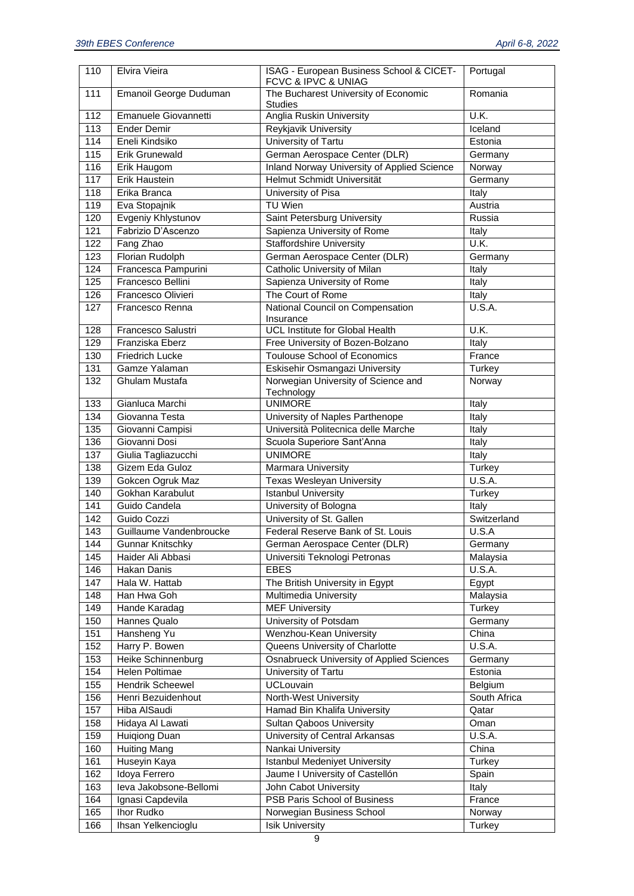| 110 | Elvira Vieira | ISAG - European Business School & CICET-FCVC & IPVC & UNIAG | Portugal |
|---|---|---|---|
| 111 | Emanoil George Duduman | The Bucharest University of Economic Studies | Romania |
| 112 | Emanuele Giovannetti | Anglia Ruskin University | U.K. |
| 113 | Ender Demir | Reykjavik University | Iceland |
| 114 | Eneli Kindsiko | University of Tartu | Estonia |
| 115 | Erik Grunewald | German Aerospace Center (DLR) | Germany |
| 116 | Erik Haugom | Inland Norway University of Applied Science | Norway |
| 117 | Erik Haustein | Helmut Schmidt Universität | Germany |
| 118 | Erika Branca | University of Pisa | Italy |
| 119 | Eva Stopajnik | TU Wien | Austria |
| 120 | Evgeniy Khlystunov | Saint Petersburg University | Russia |
| 121 | Fabrizio D'Ascenzo | Sapienza University of Rome | Italy |
| 122 | Fang Zhao | Staffordshire University | U.K. |
| 123 | Florian Rudolph | German Aerospace Center (DLR) | Germany |
| 124 | Francesca Pampurini | Catholic University of Milan | Italy |
| 125 | Francesco Bellini | Sapienza University of Rome | Italy |
| 126 | Francesco Olivieri | The Court of Rome | Italy |
| 127 | Francesco Renna | National Council on Compensation Insurance | U.S.A. |
| 128 | Francesco Salustri | UCL Institute for Global Health | U.K. |
| 129 | Franziska Eberz | Free University of Bozen-Bolzano | Italy |
| 130 | Friedrich Lucke | Toulouse School of Economics | France |
| 131 | Gamze Yalaman | Eskisehir Osmangazi University | Turkey |
| 132 | Ghulam Mustafa | Norwegian University of Science and Technology | Norway |
| 133 | Gianluca Marchi | UNIMORE | Italy |
| 134 | Giovanna Testa | University of Naples Parthenope | Italy |
| 135 | Giovanni Campisi | Università Politecnica delle Marche | Italy |
| 136 | Giovanni Dosi | Scuola Superiore Sant'Anna | Italy |
| 137 | Giulia Tagliazucchi | UNIMORE | Italy |
| 138 | Gizem Eda Guloz | Marmara University | Turkey |
| 139 | Gokcen Ogruk Maz | Texas Wesleyan University | U.S.A. |
| 140 | Gokhan Karabulut | Istanbul University | Turkey |
| 141 | Guido Candela | University of Bologna | Italy |
| 142 | Guido Cozzi | University of St. Gallen | Switzerland |
| 143 | Guillaume Vandenbroucke | Federal Reserve Bank of St. Louis | U.S.A |
| 144 | Gunnar Knitschky | German Aerospace Center (DLR) | Germany |
| 145 | Haider Ali Abbasi | Universiti Teknologi Petronas | Malaysia |
| 146 | Hakan Danis | EBES | U.S.A. |
| 147 | Hala W. Hattab | The British University in Egypt | Egypt |
| 148 | Han Hwa Goh | Multimedia University | Malaysia |
| 149 | Hande Karadag | MEF University | Turkey |
| 150 | Hannes Qualo | University of Potsdam | Germany |
| 151 | Hansheng Yu | Wenzhou-Kean University | China |
| 152 | Harry P. Bowen | Queens University of Charlotte | U.S.A. |
| 153 | Heike Schinnenburg | Osnabrueck University of Applied Sciences | Germany |
| 154 | Helen Poltimae | University of Tartu | Estonia |
| 155 | Hendrik Scheewel | UCLouvain | Belgium |
| 156 | Henri Bezuidenhout | North-West University | South Africa |
| 157 | Hiba AlSaudi | Hamad Bin Khalifa University | Qatar |
| 158 | Hidaya Al Lawati | Sultan Qaboos University | Oman |
| 159 | Huiqiong Duan | University of Central Arkansas | U.S.A. |
| 160 | Huiting Mang | Nankai University | China |
| 161 | Huseyin Kaya | Istanbul Medeniyet University | Turkey |
| 162 | Idoya Ferrero | Jaume I University of Castellón | Spain |
| 163 | Ieva Jakobsone-Bellomi | John Cabot University | Italy |
| 164 | Ignasi Capdevila | PSB Paris School of Business | France |
| 165 | Ihor Rudko | Norwegian Business School | Norway |
| 166 | Ihsan Yelkencioglu | Isik University | Turkey |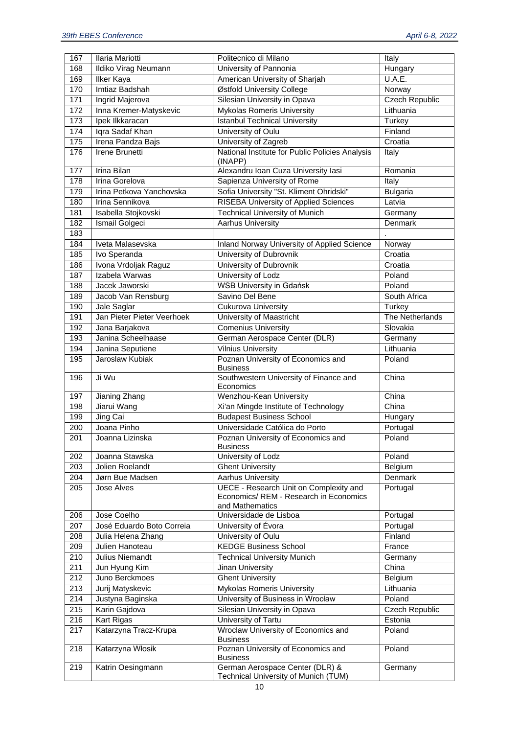| 167 | Ilaria Mariotti | Politecnico di Milano | Italy |
|---|---|---|---|
| 168 | Ildiko Virag Neumann | University of Pannonia | Hungary |
| 169 | Ilker Kaya | American University of Sharjah | U.A.E. |
| 170 | Imtiaz Badshah | Østfold University College | Norway |
| 171 | Ingrid Majerova | Silesian University in Opava | Czech Republic |
| 172 | Inna Kremer-Matyskevic | Mykolas Romeris University | Lithuania |
| 173 | Ipek Ilkkaracan | Istanbul Technical University | Turkey |
| 174 | Iqra Sadaf Khan | University of Oulu | Finland |
| 175 | Irena Pandza Bajs | University of Zagreb | Croatia |
| 176 | Irene Brunetti | National Institute for Public Policies Analysis (INAPP) | Italy |
| 177 | Irina Bilan | Alexandru Ioan Cuza University Iasi | Romania |
| 178 | Irina Gorelova | Sapienza University of Rome | Italy |
| 179 | Irina Petkova Yanchovska | Sofia University "St. Kliment Ohridski" | Bulgaria |
| 180 | Irina Sennikova | RISEBA University of Applied Sciences | Latvia |
| 181 | Isabella Stojkovski | Technical University of Munich | Germany |
| 182 | Ismail Golgeci | Aarhus University | Denmark |
| 183 | | | . |
| 184 | Iveta Malasevska | Inland Norway University of Applied Science | Norway |
| 185 | Ivo Speranda | University of Dubrovnik | Croatia |
| 186 | Ivona Vrdoljak Raguz | University of Dubrovnik | Croatia |
| 187 | Izabela Warwas | University of Lodz | Poland |
| 188 | Jacek Jaworski | WSB University in Gdańsk | Poland |
| 189 | Jacob Van Rensburg | Savino Del Bene | South Africa |
| 190 | Jale Saglar | Cukurova University | Turkey |
| 191 | Jan Pieter Pieter Veerhoek | University of Maastricht | The Netherlands |
| 192 | Jana Barjakova | Comenius University | Slovakia |
| 193 | Janina Scheelhaase | German Aerospace Center (DLR) | Germany |
| 194 | Janina Seputiene | Vilnius University | Lithuania |
| 195 | Jaroslaw Kubiak | Poznan University of Economics and Business | Poland |
| 196 | Ji Wu | Southwestern University of Finance and Economics | China |
| 197 | Jianing Zhang | Wenzhou-Kean University | China |
| 198 | Jiarui Wang | Xi'an Mingde Institute of Technology | China |
| 199 | Jing Cai | Budapest Business School | Hungary |
| 200 | Joana Pinho | Universidade Católica do Porto | Portugal |
| 201 | Joanna Lizinska | Poznan University of Economics and Business | Poland |
| 202 | Joanna Stawska | University of Lodz | Poland |
| 203 | Jolien Roelandt | Ghent University | Belgium |
| 204 | Jørn Bue Madsen | Aarhus University | Denmark |
| 205 | Jose Alves | UECE - Research Unit on Complexity and Economics/ REM - Research in Economics and Mathematics | Portugal |
| 206 | Jose Coelho | Universidade de Lisboa | Portugal |
| 207 | José Eduardo Boto Correia | University of Évora | Portugal |
| 208 | Julia Helena Zhang | University of Oulu | Finland |
| 209 | Julien Hanoteau | KEDGE Business School | France |
| 210 | Julius Niemandt | Technical University Munich | Germany |
| 211 | Jun Hyung Kim | Jinan University | China |
| 212 | Juno Berckmoes | Ghent University | Belgium |
| 213 | Jurij Matyskevic | Mykolas Romeris University | Lithuania |
| 214 | Justyna Baginska | University of Business in Wrocław | Poland |
| 215 | Karin Gajdova | Silesian University in Opava | Czech Republic |
| 216 | Kart Rigas | University of Tartu | Estonia |
| 217 | Katarzyna Tracz-Krupa | Wroclaw University of Economics and Business | Poland |
| 218 | Katarzyna Włosik | Poznan University of Economics and Business | Poland |
| 219 | Katrin Oesingmann | German Aerospace Center (DLR) & Technical University of Munich (TUM) | Germany |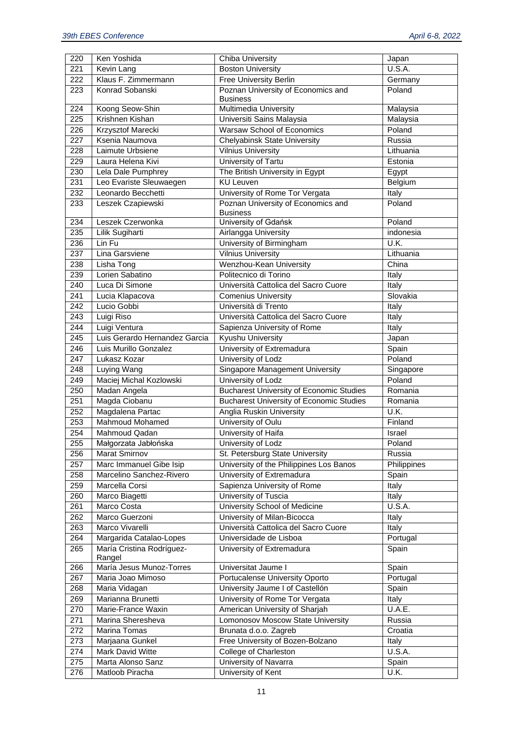| 220 | Ken Yoshida | Chiba University | Japan |
|---|---|---|---|
| 221 | Kevin Lang | Boston University | U.S.A. |
| 222 | Klaus F. Zimmermann | Free University Berlin | Germany |
| 223 | Konrad Sobanski | Poznan University of Economics and Business | Poland |
| 224 | Koong Seow-Shin | Multimedia University | Malaysia |
| 225 | Krishnen Kishan | Universiti Sains Malaysia | Malaysia |
| 226 | Krzysztof Marecki | Warsaw School of Economics | Poland |
| 227 | Ksenia Naumova | Chelyabinsk State University | Russia |
| 228 | Laimute Urbsiene | Vilnius University | Lithuania |
| 229 | Laura Helena Kivi | University of Tartu | Estonia |
| 230 | Lela Dale Pumphrey | The British University in Egypt | Egypt |
| 231 | Leo Evariste Sleuwaegen | KU Leuven | Belgium |
| 232 | Leonardo Becchetti | University of Rome Tor Vergata | Italy |
| 233 | Leszek Czapiewski | Poznan University of Economics and Business | Poland |
| 234 | Leszek Czerwonka | University of Gdańsk | Poland |
| 235 | Lilik Sugiharti | Airlangga University | indonesia |
| 236 | Lin Fu | University of Birmingham | U.K. |
| 237 | Lina Garsviene | Vilnius University | Lithuania |
| 238 | Lisha Tong | Wenzhou-Kean University | China |
| 239 | Lorien Sabatino | Politecnico di Torino | Italy |
| 240 | Luca Di Simone | Università Cattolica del Sacro Cuore | Italy |
| 241 | Lucia Klapacova | Comenius University | Slovakia |
| 242 | Lucio Gobbi | Università di Trento | Italy |
| 243 | Luigi Riso | Università Cattolica del Sacro Cuore | Italy |
| 244 | Luigi Ventura | Sapienza University of Rome | Italy |
| 245 | Luis Gerardo Hernandez Garcia | Kyushu University | Japan |
| 246 | Luis Murillo Gonzalez | University of Extremadura | Spain |
| 247 | Lukasz Kozar | University of Lodz | Poland |
| 248 | Luying Wang | Singapore Management University | Singapore |
| 249 | Maciej Michal Kozlowski | University of Lodz | Poland |
| 250 | Madan Angela | Bucharest University of Economic Studies | Romania |
| 251 | Magda Ciobanu | Bucharest University of Economic Studies | Romania |
| 252 | Magdalena Partac | Anglia Ruskin University | U.K. |
| 253 | Mahmoud Mohamed | University of Oulu | Finland |
| 254 | Mahmoud Qadan | University of Haifa | Israel |
| 255 | Małgorzata Jabłońska | University of Lodz | Poland |
| 256 | Marat Smirnov | St. Petersburg State University | Russia |
| 257 | Marc Immanuel Gibe Isip | University of the Philippines Los Banos | Philippines |
| 258 | Marcelino Sanchez-Rivero | University of Extremadura | Spain |
| 259 | Marcella Corsi | Sapienza University of Rome | Italy |
| 260 | Marco Biagetti | University of Tuscia | Italy |
| 261 | Marco Costa | University School of Medicine | U.S.A. |
| 262 | Marco Guerzoni | University of Milan-Bicocca | Italy |
| 263 | Marco Vivarelli | Università Cattolica del Sacro Cuore | Italy |
| 264 | Margarida Catalao-Lopes | Universidade de Lisboa | Portugal |
| 265 | María Cristina Rodríguez-Rangel | University of Extremadura | Spain |
| 266 | María Jesus Munoz-Torres | Universitat Jaume I | Spain |
| 267 | Maria Joao Mimoso | Portucalense University Oporto | Portugal |
| 268 | Maria Vidagan | University Jaume I of Castellón | Spain |
| 269 | Marianna Brunetti | University of Rome Tor Vergata | Italy |
| 270 | Marie-France Waxin | American University of Sharjah | U.A.E. |
| 271 | Marina Sheresheva | Lomonosov Moscow State University | Russia |
| 272 | Marina Tomas | Brunata d.o.o. Zagreb | Croatia |
| 273 | Marjaana Gunkel | Free University of Bozen-Bolzano | Italy |
| 274 | Mark David Witte | College of Charleston | U.S.A. |
| 275 | Marta Alonso Sanz | University of Navarra | Spain |
| 276 | Matloob Piracha | University of Kent | U.K. |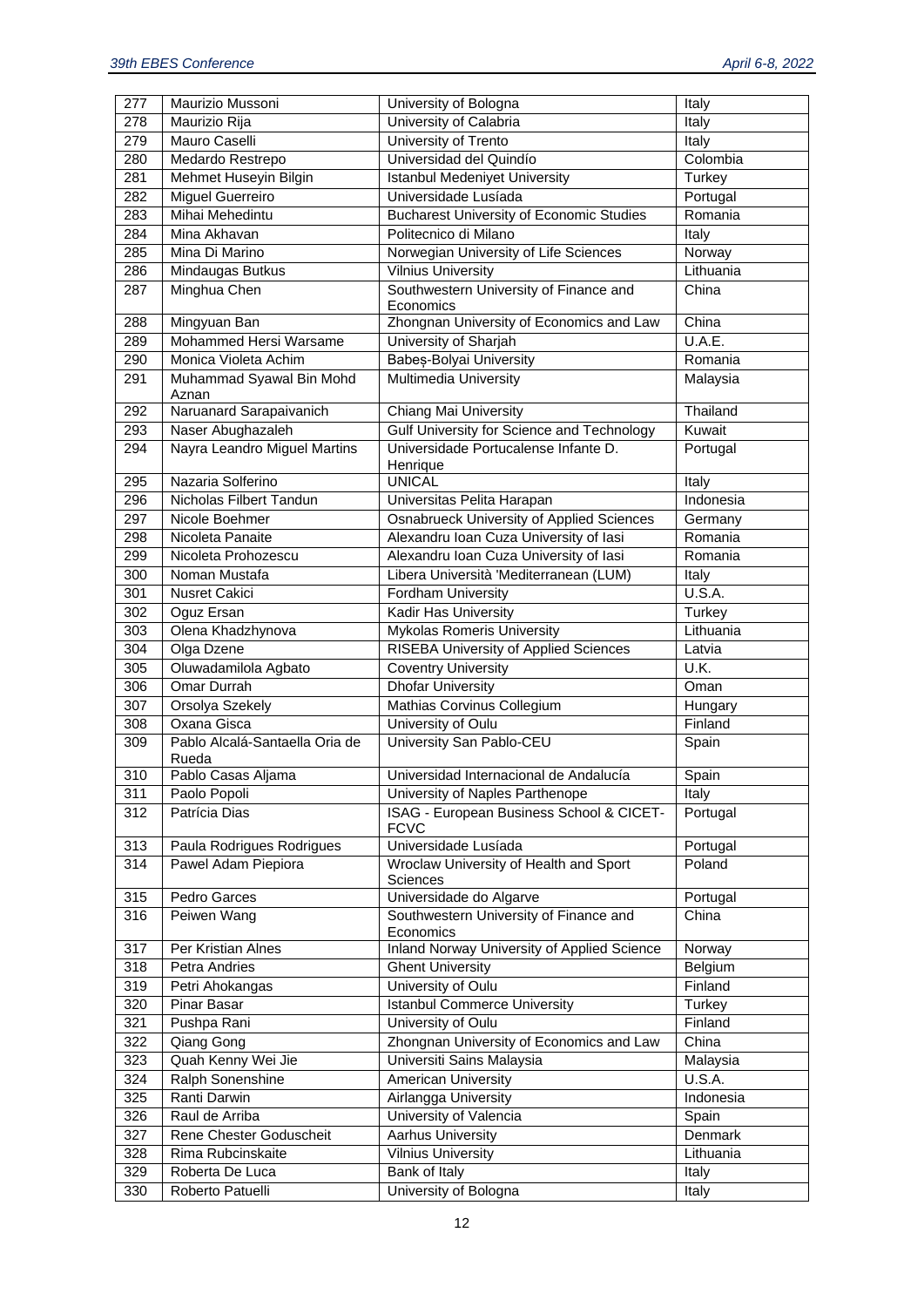| 277 | Maurizio Mussoni | University of Bologna | Italy |
|---|---|---|---|
| 278 | Maurizio Rija | University of Calabria | Italy |
| 279 | Mauro Caselli | University of Trento | Italy |
| 280 | Medardo Restrepo | Universidad del Quindío | Colombia |
| 281 | Mehmet Huseyin Bilgin | Istanbul Medeniyet University | Turkey |
| 282 | Miguel Guerreiro | Universidade Lusíada | Portugal |
| 283 | Mihai Mehedintu | Bucharest University of Economic Studies | Romania |
| 284 | Mina Akhavan | Politecnico di Milano | Italy |
| 285 | Mina Di Marino | Norwegian University of Life Sciences | Norway |
| 286 | Mindaugas Butkus | Vilnius University | Lithuania |
| 287 | Minghua Chen | Southwestern University of Finance and Economics | China |
| 288 | Mingyuan Ban | Zhongnan University of Economics and Law | China |
| 289 | Mohammed Hersi Warsame | University of Sharjah | U.A.E. |
| 290 | Monica Violeta Achim | Babeș-Bolyai University | Romania |
| 291 | Muhammad Syawal Bin Mohd Aznan | Multimedia University | Malaysia |
| 292 | Naruanard Sarapaivanich | Chiang Mai University | Thailand |
| 293 | Naser Abughazaleh | Gulf University for Science and Technology | Kuwait |
| 294 | Nayra Leandro Miguel Martins | Universidade Portucalense Infante D. Henrique | Portugal |
| 295 | Nazaria Solferino | UNICAL | Italy |
| 296 | Nicholas Filbert Tandun | Universitas Pelita Harapan | Indonesia |
| 297 | Nicole Boehmer | Osnabrueck University of Applied Sciences | Germany |
| 298 | Nicoleta Panaite | Alexandru Ioan Cuza University of Iasi | Romania |
| 299 | Nicoleta Prohozescu | Alexandru Ioan Cuza University of Iasi | Romania |
| 300 | Noman Mustafa | Libera Università 'Mediterranean (LUM) | Italy |
| 301 | Nusret Cakici | Fordham University | U.S.A. |
| 302 | Oguz Ersan | Kadir Has University | Turkey |
| 303 | Olena Khadzhynova | Mykolas Romeris University | Lithuania |
| 304 | Olga Dzene | RISEBA University of Applied Sciences | Latvia |
| 305 | Oluwadamilola Agbato | Coventry University | U.K. |
| 306 | Omar Durrah | Dhofar University | Oman |
| 307 | Orsolya Szekely | Mathias Corvinus Collegium | Hungary |
| 308 | Oxana Gisca | University of Oulu | Finland |
| 309 | Pablo Alcalá-Santaella Oria de Rueda | University San Pablo-CEU | Spain |
| 310 | Pablo Casas Aljama | Universidad Internacional de Andalucía | Spain |
| 311 | Paolo Popoli | University of Naples Parthenope | Italy |
| 312 | Patrícia Dias | ISAG - European Business School & CICET-FCVC | Portugal |
| 313 | Paula Rodrigues Rodrigues | Universidade Lusíada | Portugal |
| 314 | Pawel Adam Piepiora | Wroclaw University of Health and Sport Sciences | Poland |
| 315 | Pedro Garces | Universidade do Algarve | Portugal |
| 316 | Peiwen Wang | Southwestern University of Finance and Economics | China |
| 317 | Per Kristian Alnes | Inland Norway University of Applied Science | Norway |
| 318 | Petra Andries | Ghent University | Belgium |
| 319 | Petri Ahokangas | University of Oulu | Finland |
| 320 | Pinar Basar | Istanbul Commerce University | Turkey |
| 321 | Pushpa Rani | University of Oulu | Finland |
| 322 | Qiang Gong | Zhongnan University of Economics and Law | China |
| 323 | Quah Kenny Wei Jie | Universiti Sains Malaysia | Malaysia |
| 324 | Ralph Sonenshine | American University | U.S.A. |
| 325 | Ranti Darwin | Airlangga University | Indonesia |
| 326 | Raul de Arriba | University of Valencia | Spain |
| 327 | Rene Chester Goduscheit | Aarhus University | Denmark |
| 328 | Rima Rubcinskaite | Vilnius University | Lithuania |
| 329 | Roberta De Luca | Bank of Italy | Italy |
| 330 | Roberto Patuelli | University of Bologna | Italy |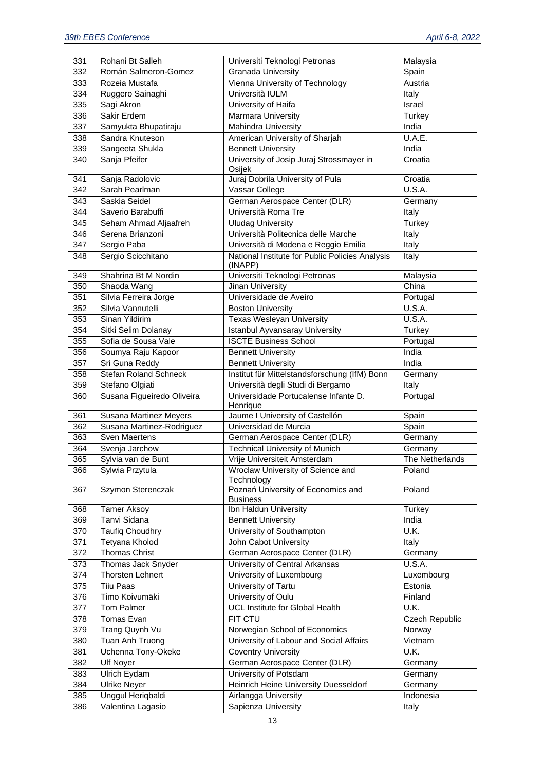| 331 | Rohani Bt Salleh | Universiti Teknologi Petronas | Malaysia |
|---|---|---|---|
| 332 | Román Salmeron-Gomez | Granada University | Spain |
| 333 | Rozeia Mustafa | Vienna University of Technology | Austria |
| 334 | Ruggero Sainaghi | Università IULM | Italy |
| 335 | Sagi Akron | University of Haifa | Israel |
| 336 | Sakir Erdem | Marmara University | Turkey |
| 337 | Samyukta Bhupatiraju | Mahindra University | India |
| 338 | Sandra Knuteson | American University of Sharjah | U.A.E. |
| 339 | Sangeeta Shukla | Bennett University | India |
| 340 | Sanja Pfeifer | University of Josip Juraj Strossmayer in Osijek | Croatia |
| 341 | Sanja Radolovic | Juraj Dobrila University of Pula | Croatia |
| 342 | Sarah Pearlman | Vassar College | U.S.A. |
| 343 | Saskia Seidel | German Aerospace Center (DLR) | Germany |
| 344 | Saverio Barabuffi | Università Roma Tre | Italy |
| 345 | Seham Ahmad Aljaafreh | Uludag University | Turkey |
| 346 | Serena Brianzoni | Università Politecnica delle Marche | Italy |
| 347 | Sergio Paba | Università di Modena e Reggio Emilia | Italy |
| 348 | Sergio Scicchitano | National Institute for Public Policies Analysis (INAPP) | Italy |
| 349 | Shahrina Bt M Nordin | Universiti Teknologi Petronas | Malaysia |
| 350 | Shaoda Wang | Jinan University | China |
| 351 | Silvia Ferreira Jorge | Universidade de Aveiro | Portugal |
| 352 | Silvia Vannutelli | Boston University | U.S.A. |
| 353 | Sinan Yildirim | Texas Wesleyan University | U.S.A. |
| 354 | Sitki Selim Dolanay | Istanbul Ayvansaray University | Turkey |
| 355 | Sofia de Sousa Vale | ISCTE Business School | Portugal |
| 356 | Soumya Raju Kapoor | Bennett University | India |
| 357 | Sri Guna Reddy | Bennett University | India |
| 358 | Stefan Roland Schneck | Institut für Mittelstandsforschung (IfM) Bonn | Germany |
| 359 | Stefano Olgiati | Università degli Studi di Bergamo | Italy |
| 360 | Susana Figueiredo Oliveira | Universidade Portucalense Infante D. Henrique | Portugal |
| 361 | Susana Martinez Meyers | Jaume I University of Castellón | Spain |
| 362 | Susana Martinez-Rodriguez | Universidad de Murcia | Spain |
| 363 | Sven Maertens | German Aerospace Center (DLR) | Germany |
| 364 | Svenja Jarchow | Technical University of Munich | Germany |
| 365 | Sylvia van de Bunt | Vrije Universiteit Amsterdam | The Netherlands |
| 366 | Sylwia Przytula | Wroclaw University of Science and Technology | Poland |
| 367 | Szymon Sterenczak | Poznań University of Economics and Business | Poland |
| 368 | Tamer Aksoy | Ibn Haldun University | Turkey |
| 369 | Tanvi Sidana | Bennett University | India |
| 370 | Taufiq Choudhry | University of Southampton | U.K. |
| 371 | Tetyana Kholod | John Cabot University | Italy |
| 372 | Thomas Christ | German Aerospace Center (DLR) | Germany |
| 373 | Thomas Jack Snyder | University of Central Arkansas | U.S.A. |
| 374 | Thorsten Lehnert | University of Luxembourg | Luxembourg |
| 375 | Tiiu Paas | University of Tartu | Estonia |
| 376 | Timo Koivumäki | University of Oulu | Finland |
| 377 | Tom Palmer | UCL Institute for Global Health | U.K. |
| 378 | Tomas Evan | FIT CTU | Czech Republic |
| 379 | Trang Quynh Vu | Norwegian School of Economics | Norway |
| 380 | Tuan Anh Truong | University of Labour and Social Affairs | Vietnam |
| 381 | Uchenna Tony-Okeke | Coventry University | U.K. |
| 382 | Ulf Noyer | German Aerospace Center (DLR) | Germany |
| 383 | Ulrich Eydam | University of Potsdam | Germany |
| 384 | Ulrike Neyer | Heinrich Heine University Duesseldorf | Germany |
| 385 | Unggul Heriqbaldi | Airlangga University | Indonesia |
| 386 | Valentina Lagasio | Sapienza University | Italy |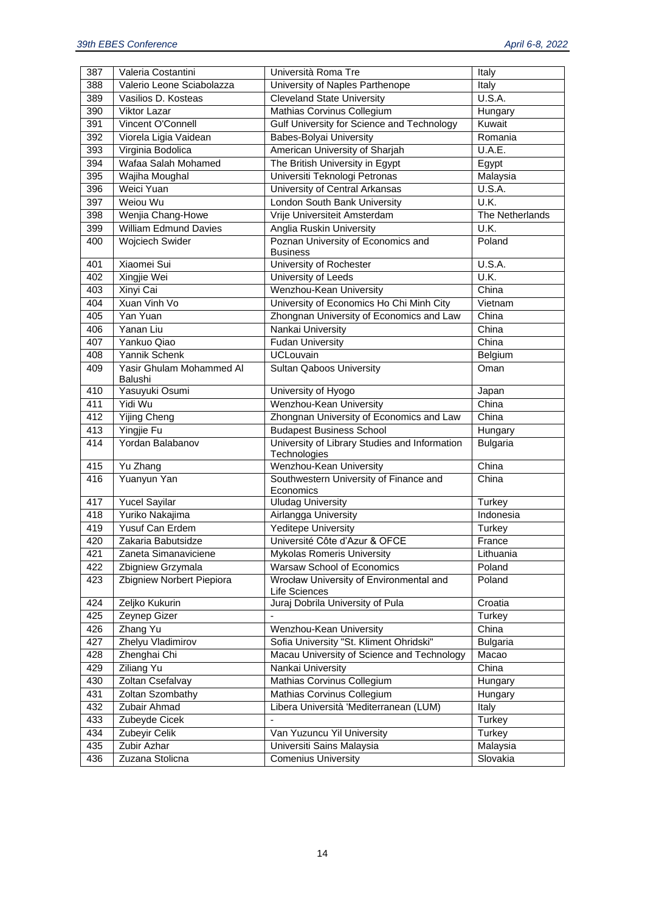| | | | |
|---|---|---|---|
| 387 | Valeria Costantini | Università Roma Tre | Italy |
| 388 | Valerio Leone Sciabolazza | University of Naples Parthenope | Italy |
| 389 | Vasilios D. Kosteas | Cleveland State University | U.S.A. |
| 390 | Viktor Lazar | Mathias Corvinus Collegium | Hungary |
| 391 | Vincent O'Connell | Gulf University for Science and Technology | Kuwait |
| 392 | Viorela Ligia Vaidean | Babes-Bolyai University | Romania |
| 393 | Virginia Bodolica | American University of Sharjah | U.A.E. |
| 394 | Wafaa Salah Mohamed | The British University in Egypt | Egypt |
| 395 | Wajiha Moughal | Universiti Teknologi Petronas | Malaysia |
| 396 | Weici Yuan | University of Central Arkansas | U.S.A. |
| 397 | Weiou Wu | London South Bank University | U.K. |
| 398 | Wenjia Chang-Howe | Vrije Universiteit Amsterdam | The Netherlands |
| 399 | William Edmund Davies | Anglia Ruskin University | U.K. |
| 400 | Wojciech Swider | Poznan University of Economics and Business | Poland |
| 401 | Xiaomei Sui | University of Rochester | U.S.A. |
| 402 | Xingjie Wei | University of Leeds | U.K. |
| 403 | Xinyi Cai | Wenzhou-Kean University | China |
| 404 | Xuan Vinh Vo | University of Economics Ho Chi Minh City | Vietnam |
| 405 | Yan Yuan | Zhongnan University of Economics and Law | China |
| 406 | Yanan Liu | Nankai University | China |
| 407 | Yankuo Qiao | Fudan University | China |
| 408 | Yannik Schenk | UCLouvain | Belgium |
| 409 | Yasir Ghulam Mohammed Al Balushi | Sultan Qaboos University | Oman |
| 410 | Yasuyuki Osumi | University of Hyogo | Japan |
| 411 | Yidi Wu | Wenzhou-Kean University | China |
| 412 | Yijing Cheng | Zhongnan University of Economics and Law | China |
| 413 | Yingjie Fu | Budapest Business School | Hungary |
| 414 | Yordan Balabanov | University of Library Studies and Information Technologies | Bulgaria |
| 415 | Yu Zhang | Wenzhou-Kean University | China |
| 416 | Yuanyun Yan | Southwestern University of Finance and Economics | China |
| 417 | Yucel Sayilar | Uludag University | Turkey |
| 418 | Yuriko Nakajima | Airlangga University | Indonesia |
| 419 | Yusuf Can Erdem | Yeditepe University | Turkey |
| 420 | Zakaria Babutsidze | Université Côte d'Azur & OFCE | France |
| 421 | Zaneta Simanaviciene | Mykolas Romeris University | Lithuania |
| 422 | Zbigniew Grzymala | Warsaw School of Economics | Poland |
| 423 | Zbigniew Norbert Piepiora | Wrocław University of Environmental and Life Sciences | Poland |
| 424 | Zeljko Kukurin | Juraj Dobrila University of Pula | Croatia |
| 425 | Zeynep Gizer | - | Turkey |
| 426 | Zhang Yu | Wenzhou-Kean University | China |
| 427 | Zhelyu Vladimirov | Sofia University "St. Kliment Ohridski" | Bulgaria |
| 428 | Zhenghai Chi | Macau University of Science and Technology | Macao |
| 429 | Ziliang Yu | Nankai University | China |
| 430 | Zoltan Csefalvay | Mathias Corvinus Collegium | Hungary |
| 431 | Zoltan Szombathy | Mathias Corvinus Collegium | Hungary |
| 432 | Zubair Ahmad | Libera Università 'Mediterranean (LUM) | Italy |
| 433 | Zubeyde Cicek | - | Turkey |
| 434 | Zubeyir Celik | Van Yuzuncu Yil University | Turkey |
| 435 | Zubir Azhar | Universiti Sains Malaysia | Malaysia |
| 436 | Zuzana Stolicna | Comenius University | Slovakia |